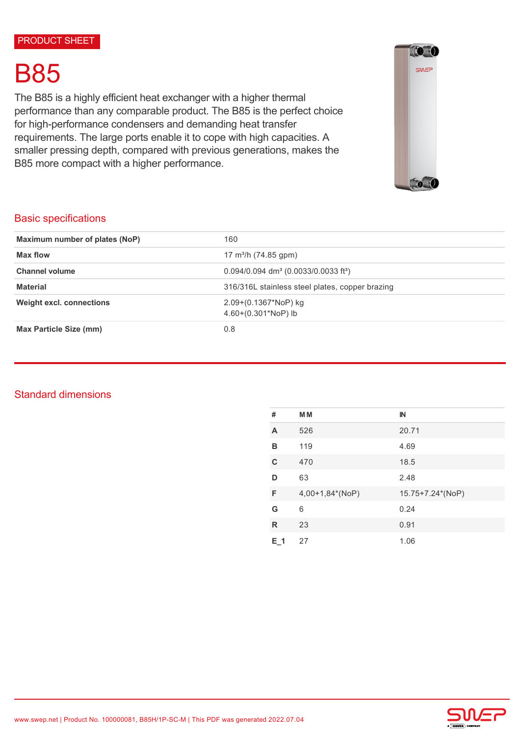PRODUCT SHEET

# B85

The B85 is a highly efficient heat exchanger with a higher thermal performance than any comparable product. The B85 is the perfect choice for high-performance condensers and demanding heat transfer requirements. The large ports enable it to cope with high capacities. A smaller pressing depth, compared with previous generations, makes the B85 more compact with a higher performance.

## Basic specifications

| | |
|---|---|
| **Maximum number of plates (NoP)** | 160 |
| **Max flow** | 17 m³/h (74.85 gpm) |
| **Channel volume** | 0.094/0.094 dm³ (0.0033/0.0033 ft³) |
| **Material** | 316/316L stainless steel plates, copper brazing |
| **Weight excl. connections** | 2.09+(0.1367*NoP) kg<br>4.60+(0.301*NoP) lb |
| **Max Particle Size (mm)** | 0.8 |

## Standard dimensions

| # | MM | IN |
|---|---|---|
| **A** | 526 | 20.71 |
| **B** | 119 | 4.69 |
| **C** | 470 | 18.5 |
| **D** | 63 | 2.48 |
| **F** | 4,00+1,84*(NoP) | 15.75+7.24*(NoP) |
| **G** | 6 | 0.24 |
| **R** | 23 | 0.91 |
| **E_1** | 27 | 1.06 |

www.swep.net | Product No. 100000081, B85H/1P-SC-M | This PDF was generated 2022.07.04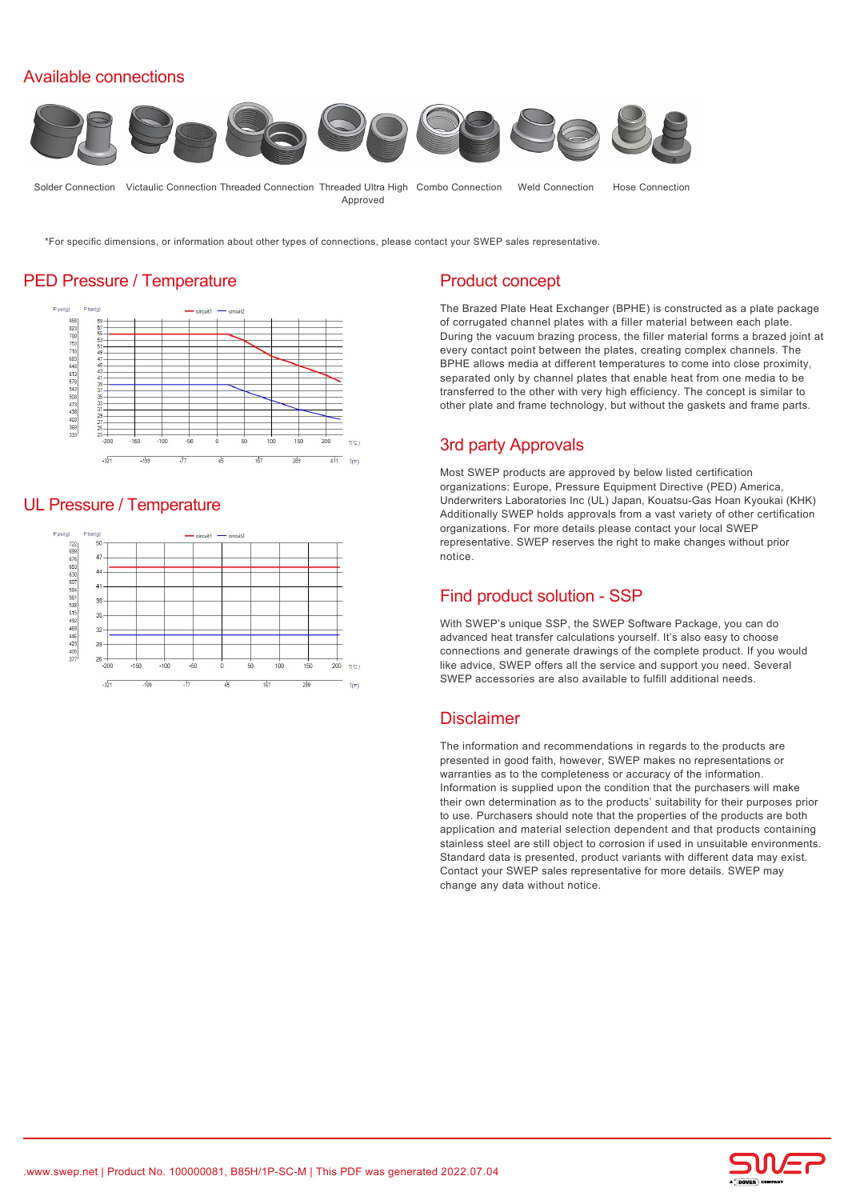## Available connections

Solder Connection | Victaulic Connection | Threaded Connection | Threaded Ultra High Approved | Combo Connection | Weld Connection | Hose Connection

*For specific dimensions, or information about other types of connections, please contact your SWEP sales representative.

## PED Pressure / Temperature

P psi(g) P bar(g) — circuit1 — circuit2

858 59
823 57
788 55
753 53
718 51
683 49
648 47
613 45
578 43
543 41
508 39
473 37
438 35
403 33
368 31
333 29
27
25
23

-200 -150 -100 -50 0 50 100 150 200 T(°C)

-321 -199 -77 45 167 289 411 T(°F)

## UL Pressure / Temperature

P psi(g) P bar(g) — circuit1 — circuit2

722 50
699 47
676 44
653 41
630 38
607 35
584 32
561 29
538 26
515
492
469
446
423
400
377

-200 -150 -100 -50 0 50 100 150 200 T(°C)

-321 -199 -77 45 167 289 T(°F)

## Product concept

The Brazed Plate Heat Exchanger (BPHE) is constructed as a plate package of corrugated channel plates with a filler material between each plate. During the vacuum brazing process, the filler material forms a brazed joint at every contact point between the plates, creating complex channels. The BPHE allows media at different temperatures to come into close proximity, separated only by channel plates that enable heat from one media to be transferred to the other with very high efficiency. The concept is similar to other plate and frame technology, but without the gaskets and frame parts.

## 3rd party Approvals

Most SWEP products are approved by below listed certification organizations: Europe, Pressure Equipment Directive (PED) America, Underwriters Laboratories Inc (UL) Japan, Kouatsu-Gas Hoan Kyoukai (KHK) Additionally SWEP holds approvals from a vast variety of other certification organizations. For more details please contact your local SWEP representative. SWEP reserves the right to make changes without prior notice.

## Find product solution - SSP

With SWEP's unique SSP, the SWEP Software Package, you can do advanced heat transfer calculations yourself. It's also easy to choose connections and generate drawings of the complete product. If you would like advice, SWEP offers all the service and support you need. Several SWEP accessories are also available to fulfill additional needs.

## Disclaimer

The information and recommendations in regards to the products are presented in good faith, however, SWEP makes no representations or warranties as to the completeness or accuracy of the information. Information is supplied upon the condition that the purchasers will make their own determination as to the products' suitability for their purposes prior to use. Purchasers should note that the properties of the products are both application and material selection dependent and that products containing stainless steel are still object to corrosion if used in unsuitable environments. Standard data is presented, product variants with different data may exist. Contact your SWEP sales representative for more details. SWEP may change any data without notice.

.www.swep.net | Product No. 100000081, B85H/1P-SC-M | This PDF was generated 2022.07.04